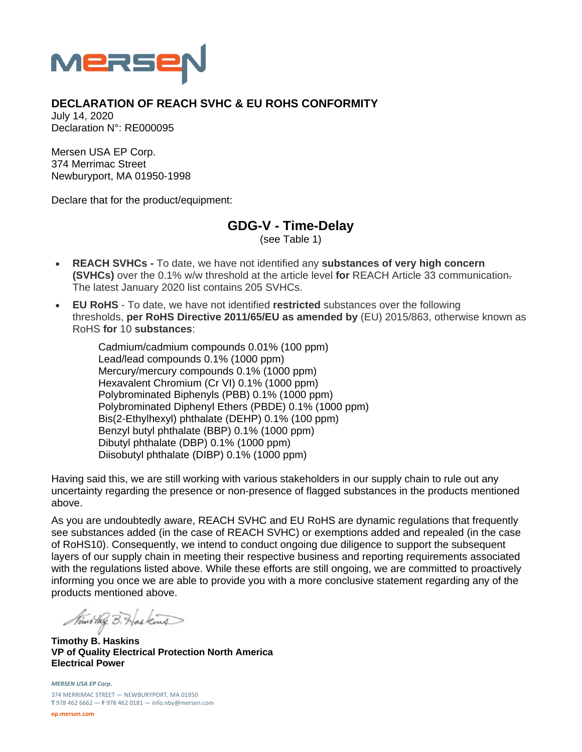## DECLARATION OF REACH SVHC & EU ROHS CONFORMITY

July 14, 2020
Declaration N°: RE000095

Mersen USA EP Corp.
374 Merrimac Street
Newburyport, MA 01950-1998

Declare that for the product/equipment:

### GDG-V - Time-Delay

(see Table 1)

- **REACH SVHCs -** To date, we have not identified any **substances of very high concern (SVHCs)** over the 0.1% w/w threshold at the article level **for** REACH Article 33 communication. The latest January 2020 list contains 205 SVHCs.
- **EU RoHS** - To date, we have not identified **restricted** substances over the following thresholds, **per RoHS Directive 2011/65/EU as amended by** (EU) 2015/863, otherwise known as RoHS **for** 10 **substances**:

  Cadmium/cadmium compounds 0.01% (100 ppm)
  Lead/lead compounds 0.1% (1000 ppm)
  Mercury/mercury compounds 0.1% (1000 ppm)
  Hexavalent Chromium (Cr VI) 0.1% (1000 ppm)
  Polybrominated Biphenyls (PBB) 0.1% (1000 ppm)
  Polybrominated Diphenyl Ethers (PBDE) 0.1% (1000 ppm)
  Bis(2-Ethylhexyl) phthalate (DEHP) 0.1% (100 ppm)
  Benzyl butyl phthalate (BBP) 0.1% (1000 ppm)
  Dibutyl phthalate (DBP) 0.1% (1000 ppm)
  Diisobutyl phthalate (DIBP) 0.1% (1000 ppm)

Having said this, we are still working with various stakeholders in our supply chain to rule out any uncertainty regarding the presence or non-presence of flagged substances in the products mentioned above.

As you are undoubtedly aware, REACH SVHC and EU RoHS are dynamic regulations that frequently see substances added (in the case of REACH SVHC) or exemptions added and repealed (in the case of RoHS10). Consequently, we intend to conduct ongoing due diligence to support the subsequent layers of our supply chain in meeting their respective business and reporting requirements associated with the regulations listed above. While these efforts are still ongoing, we are committed to proactively informing you once we are able to provide you with a more conclusive statement regarding any of the products mentioned above.

**Timothy B. Haskins**
**VP of Quality Electrical Protection North America**
**Electrical Power**

*MERSEN USA EP Corp.*
374 MERRIMAC STREET — NEWBURYPORT, MA 01950
**T** 978 462 6662 — **F** 978 462 0181 — info.nby@mersen.com
ep.mersen.com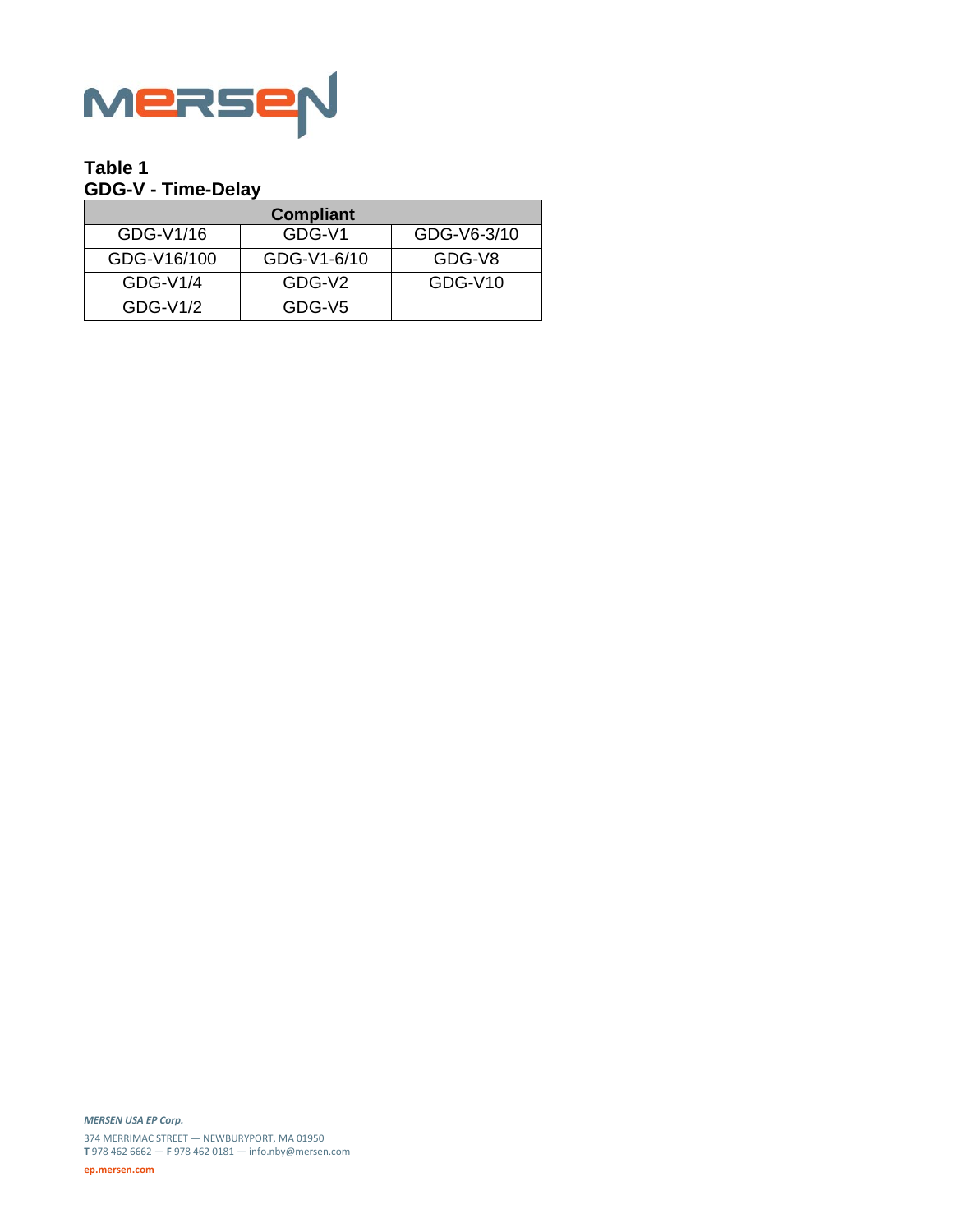**Table 1**
**GDG-V - Time-Delay**

| Compliant | | |
|---|---|---|
| GDG-V1/16 | GDG-V1 | GDG-V6-3/10 |
| GDG-V16/100 | GDG-V1-6/10 | GDG-V8 |
| GDG-V1/4 | GDG-V2 | GDG-V10 |
| GDG-V1/2 | GDG-V5 | |

*MERSEN USA EP Corp.*

374 MERRIMAC STREET — NEWBURYPORT, MA 01950
**T** 978 462 6662 — **F** 978 462 0181 — info.nby@mersen.com

**ep.mersen.com**